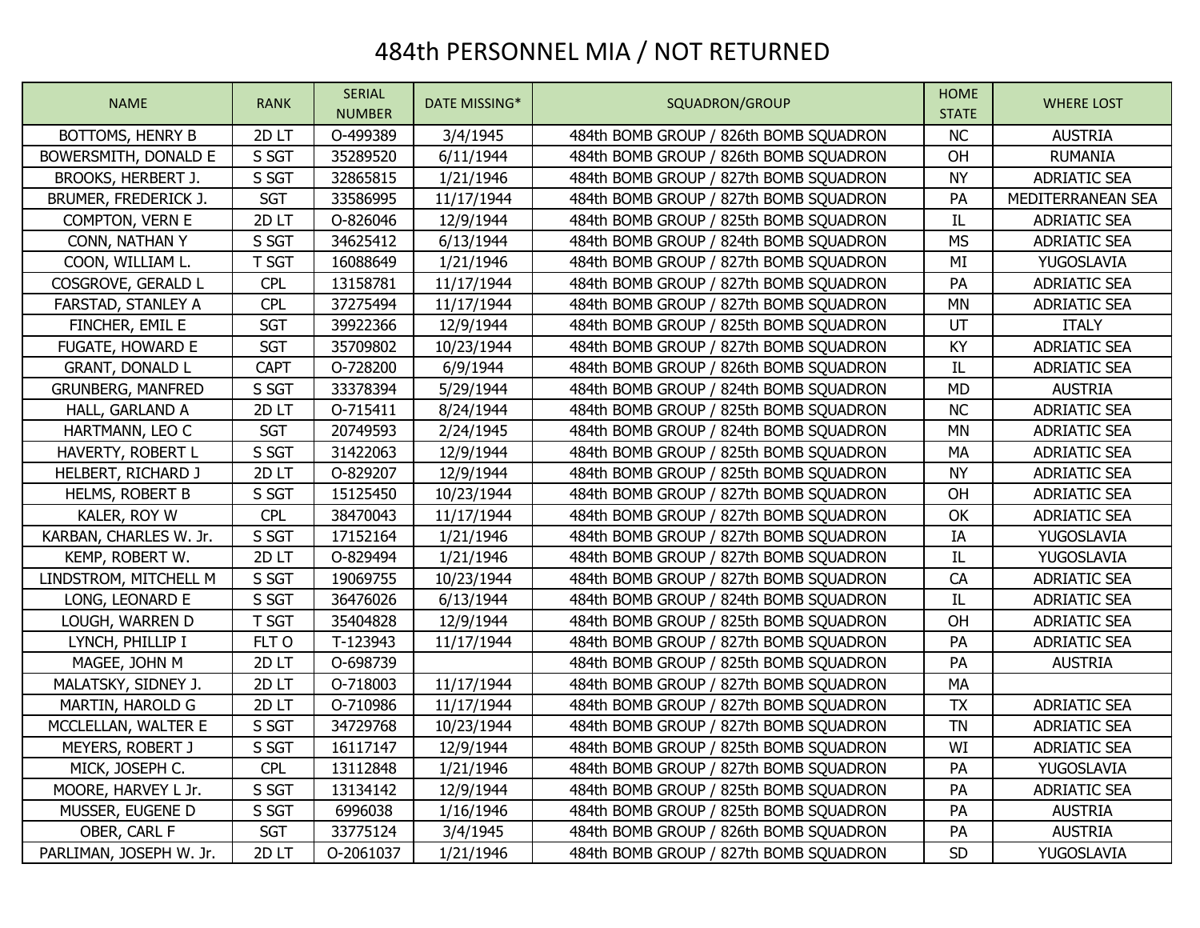# 484th PERSONNEL MIA / NOT RETURNED

| NAME | RANK | SERIAL NUMBER | DATE MISSING* | SQUADRON/GROUP | HOME STATE | WHERE LOST |
|---|---|---|---|---|---|---|
| BOTTOMS, HENRY B | 2D LT | O-499389 | 3/4/1945 | 484th BOMB GROUP / 826th BOMB SQUADRON | NC | AUSTRIA |
| BOWERSMITH, DONALD E | S SGT | 35289520 | 6/11/1944 | 484th BOMB GROUP / 826th BOMB SQUADRON | OH | RUMANIA |
| BROOKS, HERBERT J. | S SGT | 32865815 | 1/21/1946 | 484th BOMB GROUP / 827th BOMB SQUADRON | NY | ADRIATIC SEA |
| BRUMER, FREDERICK J. | SGT | 33586995 | 11/17/1944 | 484th BOMB GROUP / 827th BOMB SQUADRON | PA | MEDITERRANEAN SEA |
| COMPTON, VERN E | 2D LT | O-826046 | 12/9/1944 | 484th BOMB GROUP / 825th BOMB SQUADRON | IL | ADRIATIC SEA |
| CONN, NATHAN Y | S SGT | 34625412 | 6/13/1944 | 484th BOMB GROUP / 824th BOMB SQUADRON | MS | ADRIATIC SEA |
| COON, WILLIAM L. | T SGT | 16088649 | 1/21/1946 | 484th BOMB GROUP / 827th BOMB SQUADRON | MI | YUGOSLAVIA |
| COSGROVE, GERALD L | CPL | 13158781 | 11/17/1944 | 484th BOMB GROUP / 827th BOMB SQUADRON | PA | ADRIATIC SEA |
| FARSTAD, STANLEY A | CPL | 37275494 | 11/17/1944 | 484th BOMB GROUP / 827th BOMB SQUADRON | MN | ADRIATIC SEA |
| FINCHER, EMIL E | SGT | 39922366 | 12/9/1944 | 484th BOMB GROUP / 825th BOMB SQUADRON | UT | ITALY |
| FUGATE, HOWARD E | SGT | 35709802 | 10/23/1944 | 484th BOMB GROUP / 827th BOMB SQUADRON | KY | ADRIATIC SEA |
| GRANT, DONALD L | CAPT | O-728200 | 6/9/1944 | 484th BOMB GROUP / 826th BOMB SQUADRON | IL | ADRIATIC SEA |
| GRUNBERG, MANFRED | S SGT | 33378394 | 5/29/1944 | 484th BOMB GROUP / 824th BOMB SQUADRON | MD | AUSTRIA |
| HALL, GARLAND A | 2D LT | O-715411 | 8/24/1944 | 484th BOMB GROUP / 825th BOMB SQUADRON | NC | ADRIATIC SEA |
| HARTMANN, LEO C | SGT | 20749593 | 2/24/1945 | 484th BOMB GROUP / 824th BOMB SQUADRON | MN | ADRIATIC SEA |
| HAVERTY, ROBERT L | S SGT | 31422063 | 12/9/1944 | 484th BOMB GROUP / 825th BOMB SQUADRON | MA | ADRIATIC SEA |
| HELBERT, RICHARD J | 2D LT | O-829207 | 12/9/1944 | 484th BOMB GROUP / 825th BOMB SQUADRON | NY | ADRIATIC SEA |
| HELMS, ROBERT B | S SGT | 15125450 | 10/23/1944 | 484th BOMB GROUP / 827th BOMB SQUADRON | OH | ADRIATIC SEA |
| KALER, ROY W | CPL | 38470043 | 11/17/1944 | 484th BOMB GROUP / 827th BOMB SQUADRON | OK | ADRIATIC SEA |
| KARBAN, CHARLES W. Jr. | S SGT | 17152164 | 1/21/1946 | 484th BOMB GROUP / 827th BOMB SQUADRON | IA | YUGOSLAVIA |
| KEMP, ROBERT W. | 2D LT | O-829494 | 1/21/1946 | 484th BOMB GROUP / 827th BOMB SQUADRON | IL | YUGOSLAVIA |
| LINDSTROM, MITCHELL M | S SGT | 19069755 | 10/23/1944 | 484th BOMB GROUP / 827th BOMB SQUADRON | CA | ADRIATIC SEA |
| LONG, LEONARD E | S SGT | 36476026 | 6/13/1944 | 484th BOMB GROUP / 824th BOMB SQUADRON | IL | ADRIATIC SEA |
| LOUGH, WARREN D | T SGT | 35404828 | 12/9/1944 | 484th BOMB GROUP / 825th BOMB SQUADRON | OH | ADRIATIC SEA |
| LYNCH, PHILLIP I | FLT O | T-123943 | 11/17/1944 | 484th BOMB GROUP / 827th BOMB SQUADRON | PA | ADRIATIC SEA |
| MAGEE, JOHN M | 2D LT | O-698739 | | 484th BOMB GROUP / 825th BOMB SQUADRON | PA | AUSTRIA |
| MALATSKY, SIDNEY J. | 2D LT | O-718003 | 11/17/1944 | 484th BOMB GROUP / 827th BOMB SQUADRON | MA | |
| MARTIN, HAROLD G | 2D LT | O-710986 | 11/17/1944 | 484th BOMB GROUP / 827th BOMB SQUADRON | TX | ADRIATIC SEA |
| MCCLELLAN, WALTER E | S SGT | 34729768 | 10/23/1944 | 484th BOMB GROUP / 827th BOMB SQUADRON | TN | ADRIATIC SEA |
| MEYERS, ROBERT J | S SGT | 16117147 | 12/9/1944 | 484th BOMB GROUP / 825th BOMB SQUADRON | WI | ADRIATIC SEA |
| MICK, JOSEPH C. | CPL | 13112848 | 1/21/1946 | 484th BOMB GROUP / 827th BOMB SQUADRON | PA | YUGOSLAVIA |
| MOORE, HARVEY L Jr. | S SGT | 13134142 | 12/9/1944 | 484th BOMB GROUP / 825th BOMB SQUADRON | PA | ADRIATIC SEA |
| MUSSER, EUGENE D | S SGT | 6996038 | 1/16/1946 | 484th BOMB GROUP / 825th BOMB SQUADRON | PA | AUSTRIA |
| OBER, CARL F | SGT | 33775124 | 3/4/1945 | 484th BOMB GROUP / 826th BOMB SQUADRON | PA | AUSTRIA |
| PARLIMAN, JOSEPH W. Jr. | 2D LT | O-2061037 | 1/21/1946 | 484th BOMB GROUP / 827th BOMB SQUADRON | SD | YUGOSLAVIA |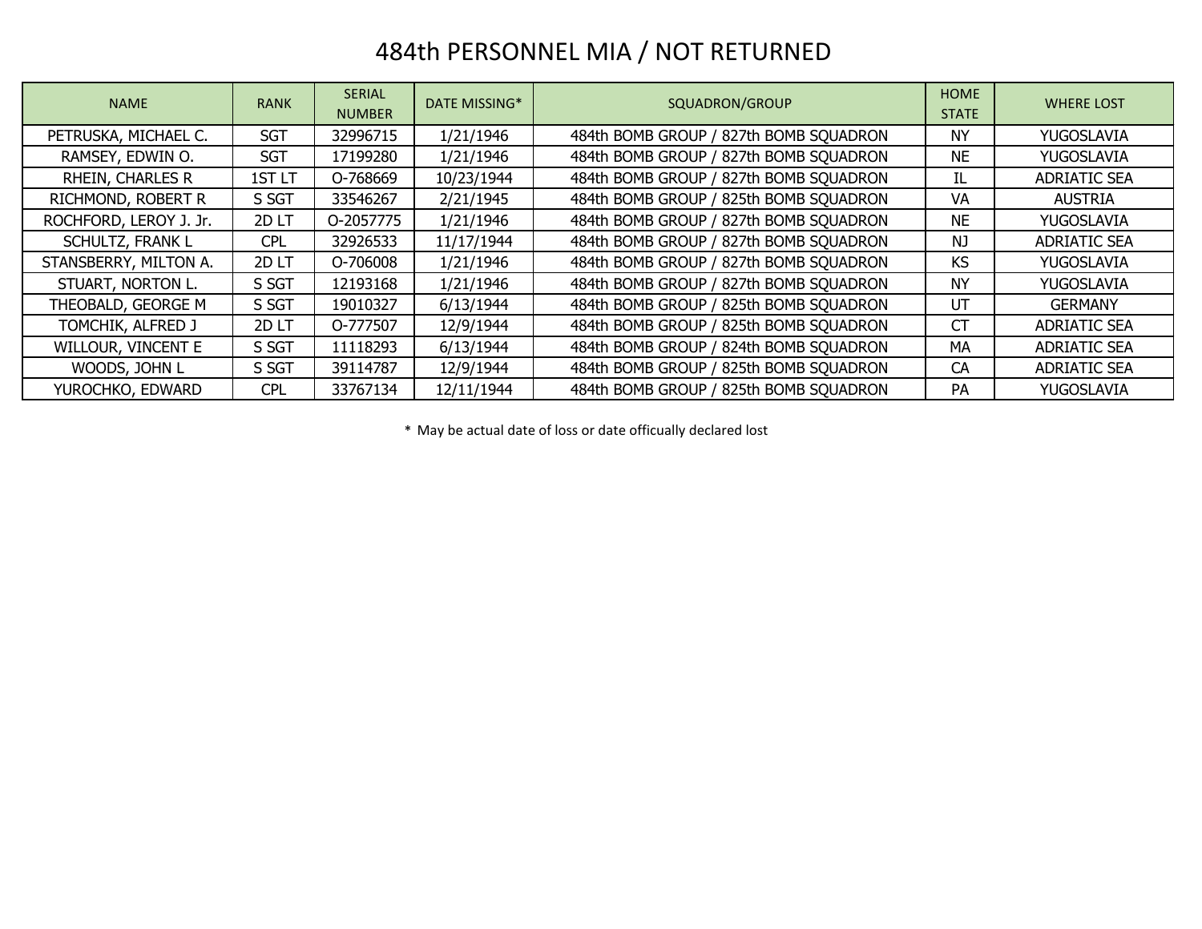# 484th PERSONNEL MIA / NOT RETURNED

| NAME | RANK | SERIAL NUMBER | DATE MISSING* | SQUADRON/GROUP | HOME STATE | WHERE LOST |
|---|---|---|---|---|---|---|
| PETRUSKA, MICHAEL C. | SGT | 32996715 | 1/21/1946 | 484th BOMB GROUP / 827th BOMB SQUADRON | NY | YUGOSLAVIA |
| RAMSEY, EDWIN O. | SGT | 17199280 | 1/21/1946 | 484th BOMB GROUP / 827th BOMB SQUADRON | NE | YUGOSLAVIA |
| RHEIN, CHARLES R | 1ST LT | O-768669 | 10/23/1944 | 484th BOMB GROUP / 827th BOMB SQUADRON | IL | ADRIATIC SEA |
| RICHMOND, ROBERT R | S SGT | 33546267 | 2/21/1945 | 484th BOMB GROUP / 825th BOMB SQUADRON | VA | AUSTRIA |
| ROCHFORD, LEROY J. Jr. | 2D LT | O-2057775 | 1/21/1946 | 484th BOMB GROUP / 827th BOMB SQUADRON | NE | YUGOSLAVIA |
| SCHULTZ, FRANK L | CPL | 32926533 | 11/17/1944 | 484th BOMB GROUP / 827th BOMB SQUADRON | NJ | ADRIATIC SEA |
| STANSBERRY, MILTON A. | 2D LT | O-706008 | 1/21/1946 | 484th BOMB GROUP / 827th BOMB SQUADRON | KS | YUGOSLAVIA |
| STUART, NORTON L. | S SGT | 12193168 | 1/21/1946 | 484th BOMB GROUP / 827th BOMB SQUADRON | NY | YUGOSLAVIA |
| THEOBALD, GEORGE M | S SGT | 19010327 | 6/13/1944 | 484th BOMB GROUP / 825th BOMB SQUADRON | UT | GERMANY |
| TOMCHIK, ALFRED J | 2D LT | O-777507 | 12/9/1944 | 484th BOMB GROUP / 825th BOMB SQUADRON | CT | ADRIATIC SEA |
| WILLOUR, VINCENT E | S SGT | 11118293 | 6/13/1944 | 484th BOMB GROUP / 824th BOMB SQUADRON | MA | ADRIATIC SEA |
| WOODS, JOHN L | S SGT | 39114787 | 12/9/1944 | 484th BOMB GROUP / 825th BOMB SQUADRON | CA | ADRIATIC SEA |
| YUROCHKO, EDWARD | CPL | 33767134 | 12/11/1944 | 484th BOMB GROUP / 825th BOMB SQUADRON | PA | YUGOSLAVIA |

* May be actual date of loss or date officually declared lost